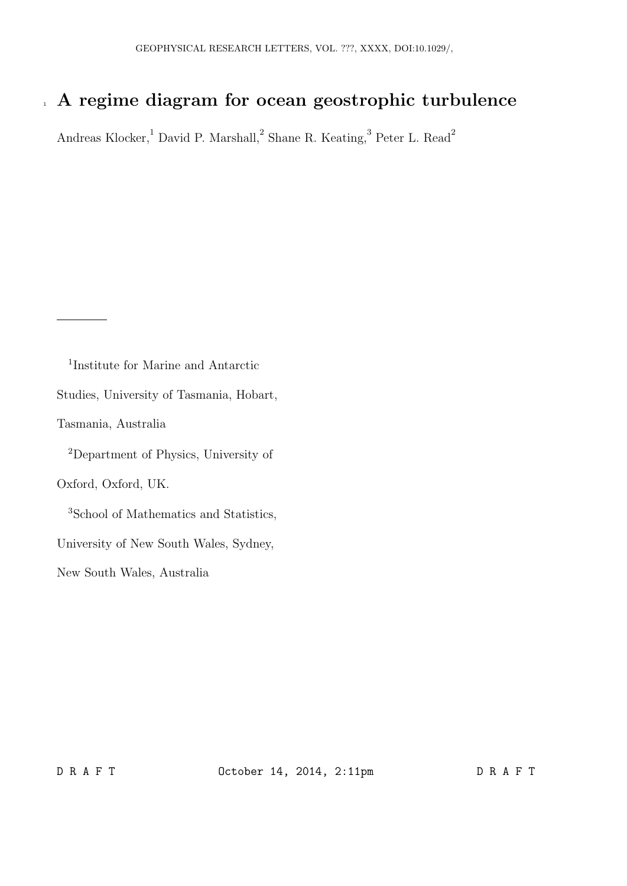# A regime diagram for ocean geostrophic turbulence

Andreas Klocker,[1] David P. Marshall,[2] Shane R. Keating,[3] Peter L. Read[2]

---

[1]Institute for Marine and Antarctic Studies, University of Tasmania, Hobart, Tasmania, Australia

[2]Department of Physics, University of Oxford, Oxford, UK.

[3]School of Mathematics and Statistics, University of New South Wales, Sydney, New South Wales, Australia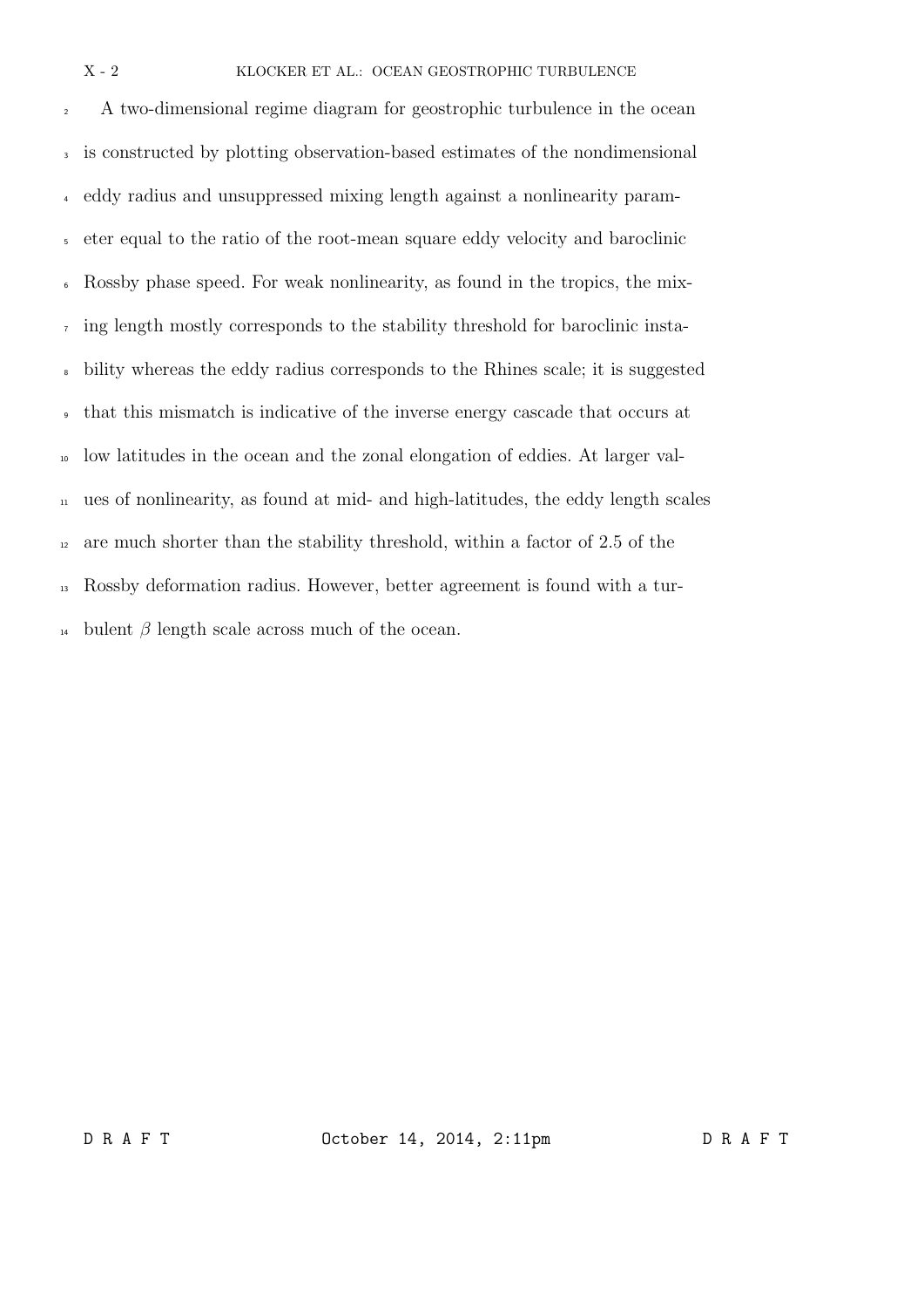A two-dimensional regime diagram for geostrophic turbulence in the ocean is constructed by plotting observation-based estimates of the nondimensional eddy radius and unsuppressed mixing length against a nonlinearity parameter equal to the ratio of the root-mean square eddy velocity and baroclinic Rossby phase speed. For weak nonlinearity, as found in the tropics, the mixing length mostly corresponds to the stability threshold for baroclinic instability whereas the eddy radius corresponds to the Rhines scale; it is suggested that this mismatch is indicative of the inverse energy cascade that occurs at low latitudes in the ocean and the zonal elongation of eddies. At larger values of nonlinearity, as found at mid- and high-latitudes, the eddy length scales are much shorter than the stability threshold, within a factor of 2.5 of the Rossby deformation radius. However, better agreement is found with a turbulent $\beta$ length scale across much of the ocean.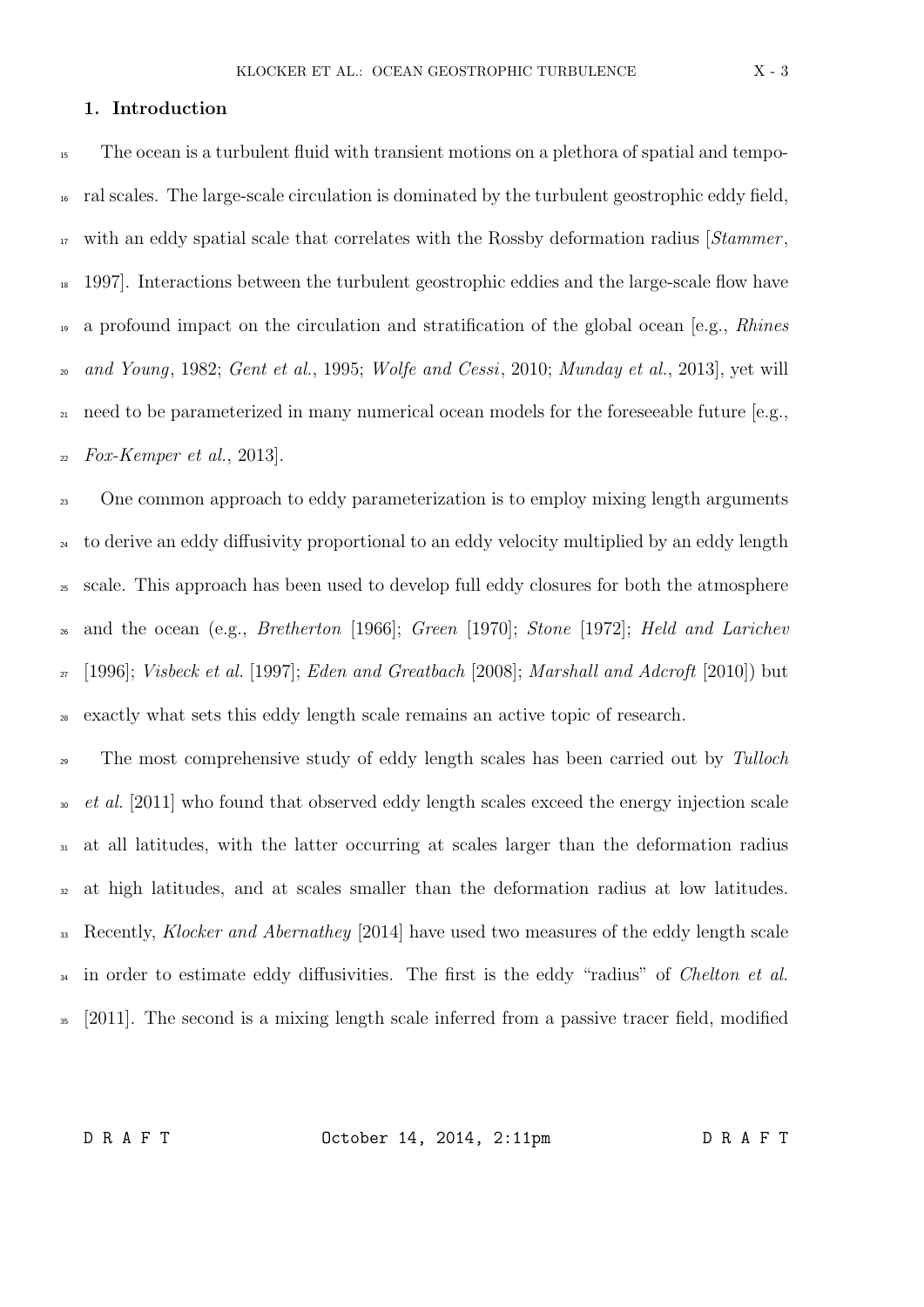## 1. Introduction

The ocean is a turbulent fluid with transient motions on a plethora of spatial and temporal scales. The large-scale circulation is dominated by the turbulent geostrophic eddy field, with an eddy spatial scale that correlates with the Rossby deformation radius [*Stammer*, 1997]. Interactions between the turbulent geostrophic eddies and the large-scale flow have a profound impact on the circulation and stratification of the global ocean [e.g., *Rhines and Young*, 1982; *Gent et al.*, 1995; *Wolfe and Cessi*, 2010; *Munday et al.*, 2013], yet will need to be parameterized in many numerical ocean models for the foreseeable future [e.g., *Fox-Kemper et al.*, 2013].

One common approach to eddy parameterization is to employ mixing length arguments to derive an eddy diffusivity proportional to an eddy velocity multiplied by an eddy length scale. This approach has been used to develop full eddy closures for both the atmosphere and the ocean (e.g., *Bretherton* [1966]; *Green* [1970]; *Stone* [1972]; *Held and Larichev* [1996]; *Visbeck et al.* [1997]; *Eden and Greatbach* [2008]; *Marshall and Adcroft* [2010]) but exactly what sets this eddy length scale remains an active topic of research.

The most comprehensive study of eddy length scales has been carried out by *Tulloch et al.* [2011] who found that observed eddy length scales exceed the energy injection scale at all latitudes, with the latter occurring at scales larger than the deformation radius at high latitudes, and at scales smaller than the deformation radius at low latitudes. Recently, *Klocker and Abernathey* [2014] have used two measures of the eddy length scale in order to estimate eddy diffusivities. The first is the eddy "radius" of *Chelton et al.* [2011]. The second is a mixing length scale inferred from a passive tracer field, modified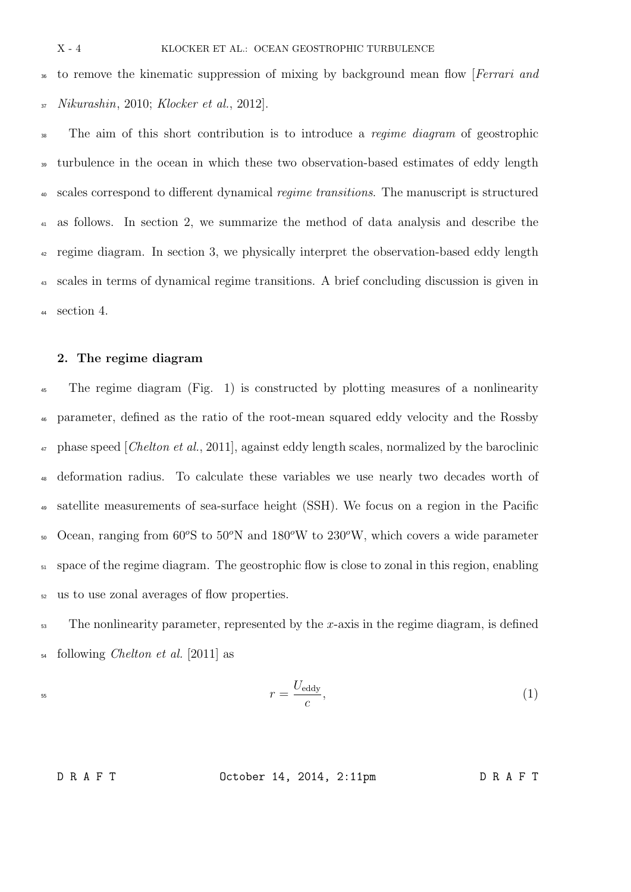to remove the kinematic suppression of mixing by background mean flow [*Ferrari and Nikurashin*, 2010; *Klocker et al.*, 2012].

The aim of this short contribution is to introduce a *regime diagram* of geostrophic turbulence in the ocean in which these two observation-based estimates of eddy length scales correspond to different dynamical *regime transitions*. The manuscript is structured as follows. In section 2, we summarize the method of data analysis and describe the regime diagram. In section 3, we physically interpret the observation-based eddy length scales in terms of dynamical regime transitions. A brief concluding discussion is given in section 4.

## 2. The regime diagram

The regime diagram (Fig. 1) is constructed by plotting measures of a nonlinearity parameter, defined as the ratio of the root-mean squared eddy velocity and the Rossby phase speed [*Chelton et al.*, 2011], against eddy length scales, normalized by the baroclinic deformation radius. To calculate these variables we use nearly two decades worth of satellite measurements of sea-surface height (SSH). We focus on a region in the Pacific Ocean, ranging from $60^o$S to $50^o$N and $180^o$W to $230^o$W, which covers a wide parameter space of the regime diagram. The geostrophic flow is close to zonal in this region, enabling us to use zonal averages of flow properties.

The nonlinearity parameter, represented by the $x$-axis in the regime diagram, is defined following *Chelton et al.* [2011] as

$$r = \frac{U_{\text{eddy}}}{c}, \tag{1}$$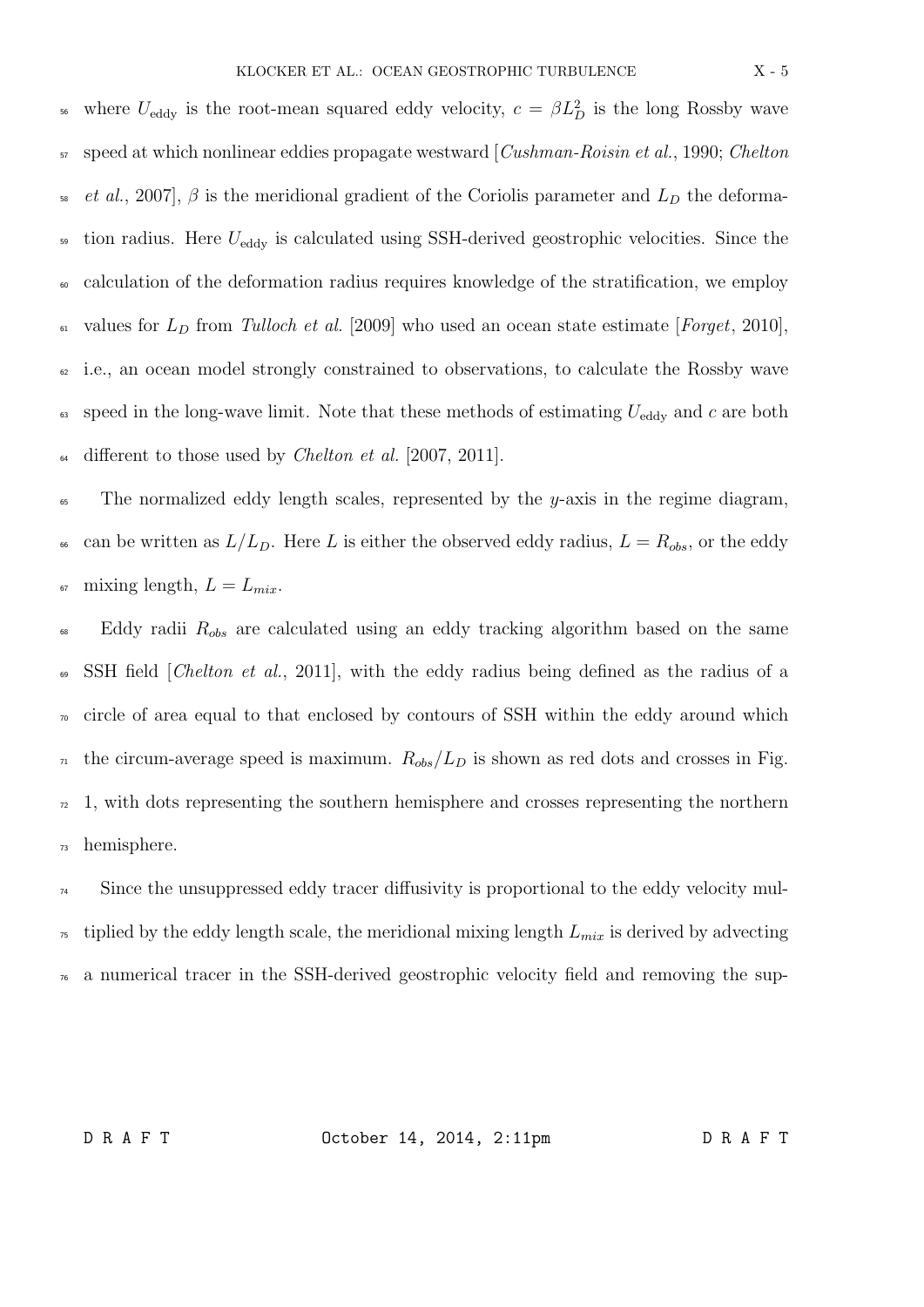where $U_{\text{eddy}}$ is the root-mean squared eddy velocity, $c = \beta L_D^2$ is the long Rossby wave speed at which nonlinear eddies propagate westward [*Cushman-Roisin et al.*, 1990; *Chelton et al.*, 2007], $\beta$ is the meridional gradient of the Coriolis parameter and $L_D$ the deformation radius. Here $U_{\text{eddy}}$ is calculated using SSH-derived geostrophic velocities. Since the calculation of the deformation radius requires knowledge of the stratification, we employ values for $L_D$ from *Tulloch et al.* [2009] who used an ocean state estimate [*Forget*, 2010], i.e., an ocean model strongly constrained to observations, to calculate the Rossby wave speed in the long-wave limit. Note that these methods of estimating $U_{\text{eddy}}$ and $c$ are both different to those used by *Chelton et al.* [2007, 2011].

The normalized eddy length scales, represented by the $y$-axis in the regime diagram, can be written as $L/L_D$. Here $L$ is either the observed eddy radius, $L = R_{obs}$, or the eddy mixing length, $L = L_{mix}$.

Eddy radii $R_{obs}$ are calculated using an eddy tracking algorithm based on the same SSH field [*Chelton et al.*, 2011], with the eddy radius being defined as the radius of a circle of area equal to that enclosed by contours of SSH within the eddy around which the circum-average speed is maximum. $R_{obs}/L_D$ is shown as red dots and crosses in Fig. 1, with dots representing the southern hemisphere and crosses representing the northern hemisphere.

Since the unsuppressed eddy tracer diffusivity is proportional to the eddy velocity multiplied by the eddy length scale, the meridional mixing length $L_{mix}$ is derived by advecting a numerical tracer in the SSH-derived geostrophic velocity field and removing the sup-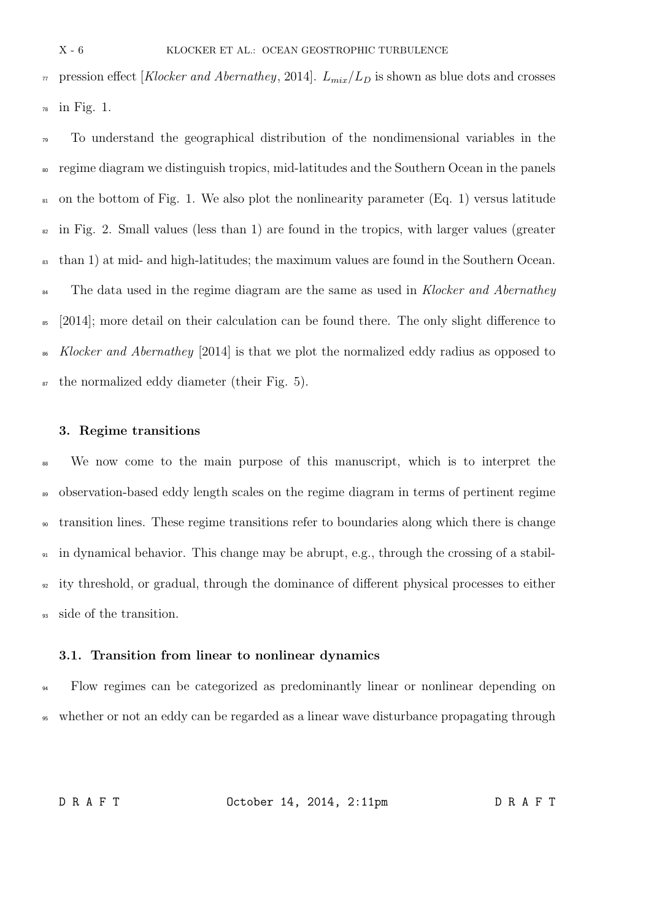pression effect [*Klocker and Abernathey*, 2014]. $L_{mix}/L_D$ is shown as blue dots and crosses in Fig. 1.

To understand the geographical distribution of the nondimensional variables in the regime diagram we distinguish tropics, mid-latitudes and the Southern Ocean in the panels on the bottom of Fig. 1. We also plot the nonlinearity parameter (Eq. 1) versus latitude in Fig. 2. Small values (less than 1) are found in the tropics, with larger values (greater than 1) at mid- and high-latitudes; the maximum values are found in the Southern Ocean.

The data used in the regime diagram are the same as used in *Klocker and Abernathey* [2014]; more detail on their calculation can be found there. The only slight difference to *Klocker and Abernathey* [2014] is that we plot the normalized eddy radius as opposed to the normalized eddy diameter (their Fig. 5).

## 3. Regime transitions

We now come to the main purpose of this manuscript, which is to interpret the observation-based eddy length scales on the regime diagram in terms of pertinent regime transition lines. These regime transitions refer to boundaries along which there is change in dynamical behavior. This change may be abrupt, e.g., through the crossing of a stability threshold, or gradual, through the dominance of different physical processes to either side of the transition.

### 3.1. Transition from linear to nonlinear dynamics

Flow regimes can be categorized as predominantly linear or nonlinear depending on whether or not an eddy can be regarded as a linear wave disturbance propagating through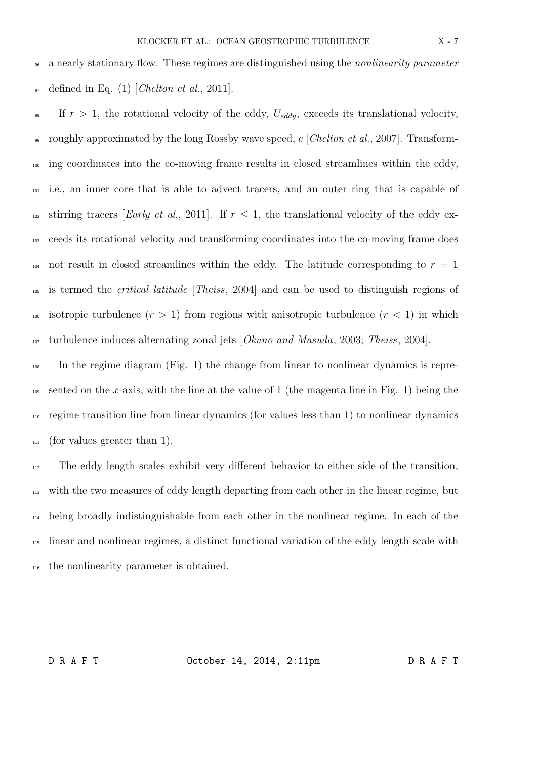a nearly stationary flow. These regimes are distinguished using the *nonlinearity parameter* defined in Eq. (1) [*Chelton et al.*, 2011].

If $r > 1$, the rotational velocity of the eddy, $U_{eddy}$, exceeds its translational velocity, roughly approximated by the long Rossby wave speed, $c$ [*Chelton et al.*, 2007]. Transforming coordinates into the co-moving frame results in closed streamlines within the eddy, i.e., an inner core that is able to advect tracers, and an outer ring that is capable of stirring tracers [*Early et al.*, 2011]. If $r \leq 1$, the translational velocity of the eddy exceeds its rotational velocity and transforming coordinates into the co-moving frame does not result in closed streamlines within the eddy. The latitude corresponding to $r = 1$ is termed the *critical latitude* [*Theiss*, 2004] and can be used to distinguish regions of isotropic turbulence ($r > 1$) from regions with anisotropic turbulence ($r < 1$) in which turbulence induces alternating zonal jets [*Okuno and Masuda*, 2003; *Theiss*, 2004].

In the regime diagram (Fig. 1) the change from linear to nonlinear dynamics is represented on the $x$-axis, with the line at the value of 1 (the magenta line in Fig. 1) being the regime transition line from linear dynamics (for values less than 1) to nonlinear dynamics (for values greater than 1).

The eddy length scales exhibit very different behavior to either side of the transition, with the two measures of eddy length departing from each other in the linear regime, but being broadly indistinguishable from each other in the nonlinear regime. In each of the linear and nonlinear regimes, a distinct functional variation of the eddy length scale with the nonlinearity parameter is obtained.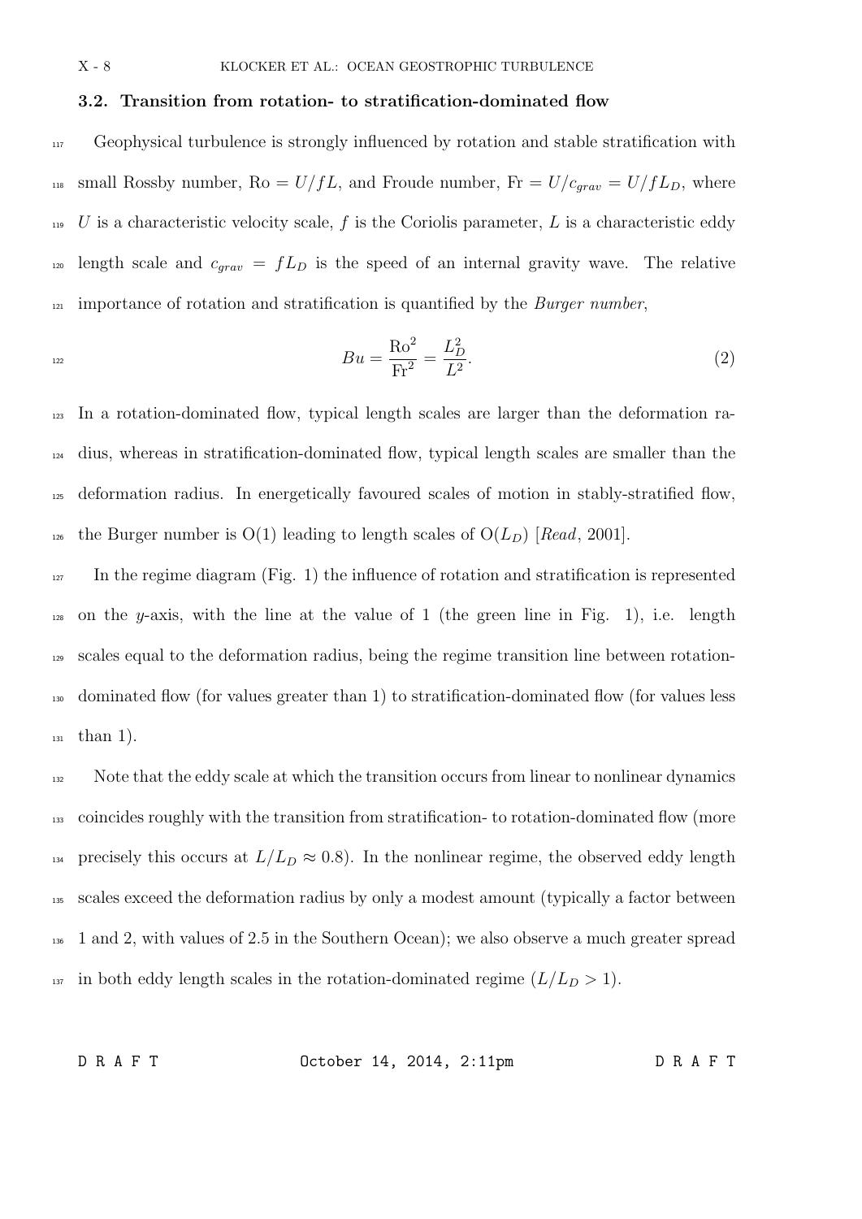### 3.2. Transition from rotation- to stratification-dominated flow

Geophysical turbulence is strongly influenced by rotation and stable stratification with small Rossby number, $\mathrm{Ro} = U/fL$, and Froude number, $\mathrm{Fr} = U/c_{grav} = U/fL_D$, where $U$ is a characteristic velocity scale, $f$ is the Coriolis parameter, $L$ is a characteristic eddy length scale and $c_{grav} = fL_D$ is the speed of an internal gravity wave. The relative importance of rotation and stratification is quantified by the *Burger number*,

$$Bu = \frac{\mathrm{Ro}^2}{\mathrm{Fr}^2} = \frac{L_D^2}{L^2}. \tag{2}$$

In a rotation-dominated flow, typical length scales are larger than the deformation radius, whereas in stratification-dominated flow, typical length scales are smaller than the deformation radius. In energetically favoured scales of motion in stably-stratified flow, the Burger number is $\mathrm{O}(1)$ leading to length scales of $\mathrm{O}(L_D)$ [*Read*, 2001].

In the regime diagram (Fig. 1) the influence of rotation and stratification is represented on the $y$-axis, with the line at the value of 1 (the green line in Fig. 1), i.e. length scales equal to the deformation radius, being the regime transition line between rotation-dominated flow (for values greater than 1) to stratification-dominated flow (for values less than 1).

Note that the eddy scale at which the transition occurs from linear to nonlinear dynamics coincides roughly with the transition from stratification- to rotation-dominated flow (more precisely this occurs at $L/L_D \approx 0.8$). In the nonlinear regime, the observed eddy length scales exceed the deformation radius by only a modest amount (typically a factor between 1 and 2, with values of 2.5 in the Southern Ocean); we also observe a much greater spread in both eddy length scales in the rotation-dominated regime ($L/L_D > 1$).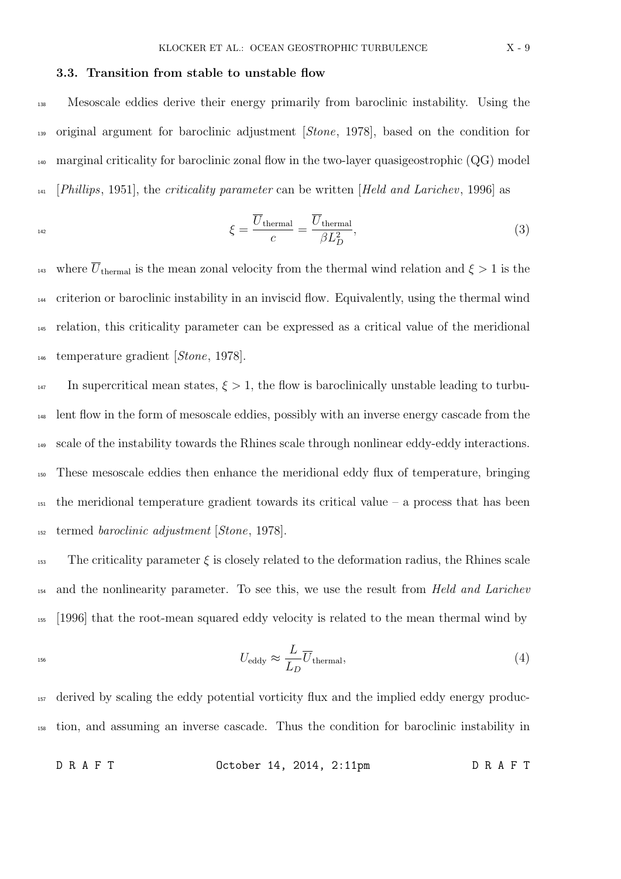### 3.3. Transition from stable to unstable flow

Mesoscale eddies derive their energy primarily from baroclinic instability. Using the original argument for baroclinic adjustment [*Stone*, 1978], based on the condition for marginal criticality for baroclinic zonal flow in the two-layer quasigeostrophic (QG) model [*Phillips*, 1951], the *criticality parameter* can be written [*Held and Larichev*, 1996] as

$$\xi = \frac{\overline{U}_{\text{thermal}}}{c} = \frac{\overline{U}_{\text{thermal}}}{\beta L_D^2}, \tag{3}$$

where $\overline{U}_{\text{thermal}}$ is the mean zonal velocity from the thermal wind relation and $\xi > 1$ is the criterion or baroclinic instability in an inviscid flow. Equivalently, using the thermal wind relation, this criticality parameter can be expressed as a critical value of the meridional temperature gradient [*Stone*, 1978].

In supercritical mean states, $\xi > 1$, the flow is baroclinically unstable leading to turbulent flow in the form of mesoscale eddies, possibly with an inverse energy cascade from the scale of the instability towards the Rhines scale through nonlinear eddy-eddy interactions. These mesoscale eddies then enhance the meridional eddy flux of temperature, bringing the meridional temperature gradient towards its critical value – a process that has been termed *baroclinic adjustment* [*Stone*, 1978].

The criticality parameter $\xi$ is closely related to the deformation radius, the Rhines scale and the nonlinearity parameter. To see this, we use the result from *Held and Larichev* [1996] that the root-mean squared eddy velocity is related to the mean thermal wind by

$$U_{\text{eddy}} \approx \frac{L}{L_D} \overline{U}_{\text{thermal}}, \tag{4}$$

derived by scaling the eddy potential vorticity flux and the implied eddy energy production, and assuming an inverse cascade. Thus the condition for baroclinic instability in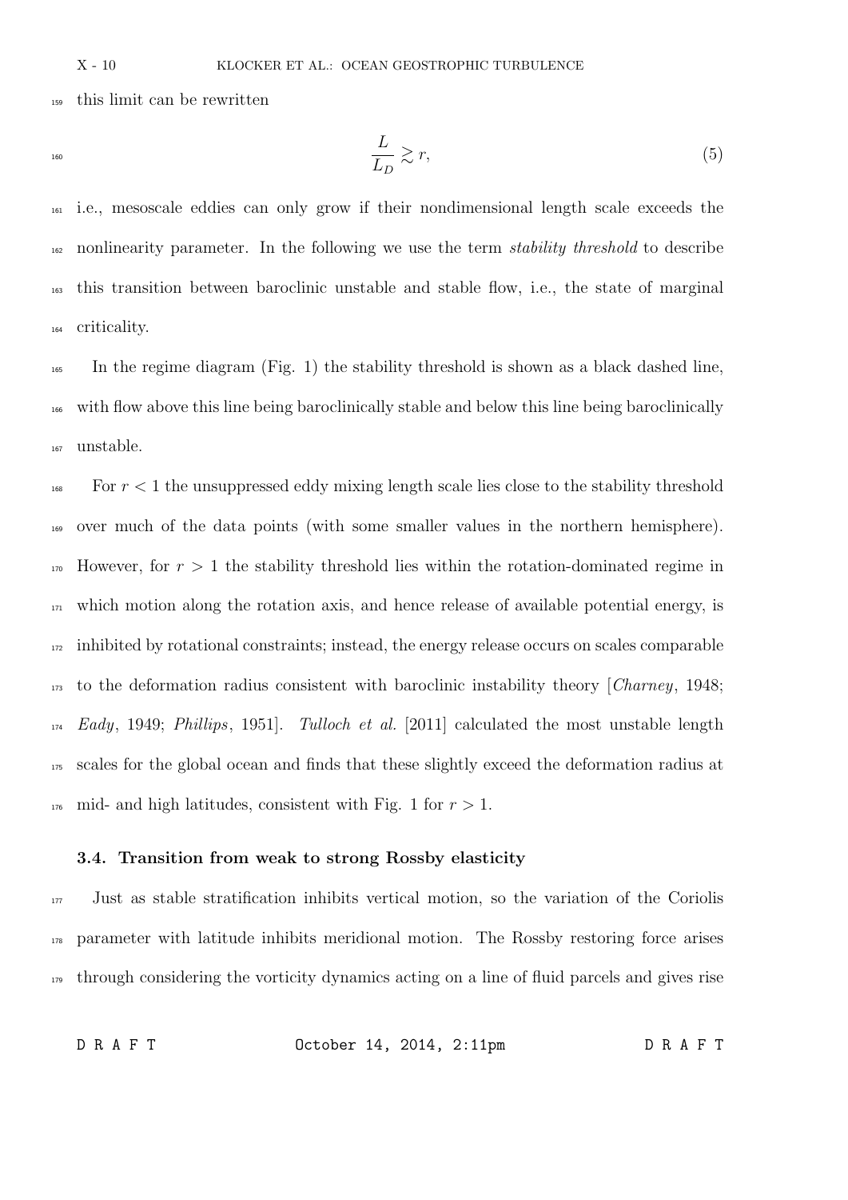this limit can be rewritten

$$\frac{L}{L_D} \gtrsim r, \tag{5}$$

i.e., mesoscale eddies can only grow if their nondimensional length scale exceeds the nonlinearity parameter. In the following we use the term *stability threshold* to describe this transition between baroclinic unstable and stable flow, i.e., the state of marginal criticality.

In the regime diagram (Fig. 1) the stability threshold is shown as a black dashed line, with flow above this line being baroclinically stable and below this line being baroclinically unstable.

For $r < 1$ the unsuppressed eddy mixing length scale lies close to the stability threshold over much of the data points (with some smaller values in the northern hemisphere). However, for $r > 1$ the stability threshold lies within the rotation-dominated regime in which motion along the rotation axis, and hence release of available potential energy, is inhibited by rotational constraints; instead, the energy release occurs on scales comparable to the deformation radius consistent with baroclinic instability theory [*Charney*, 1948; *Eady*, 1949; *Phillips*, 1951]. *Tulloch et al.* [2011] calculated the most unstable length scales for the global ocean and finds that these slightly exceed the deformation radius at mid- and high latitudes, consistent with Fig. 1 for $r > 1$.

### 3.4. Transition from weak to strong Rossby elasticity

Just as stable stratification inhibits vertical motion, so the variation of the Coriolis parameter with latitude inhibits meridional motion. The Rossby restoring force arises through considering the vorticity dynamics acting on a line of fluid parcels and gives rise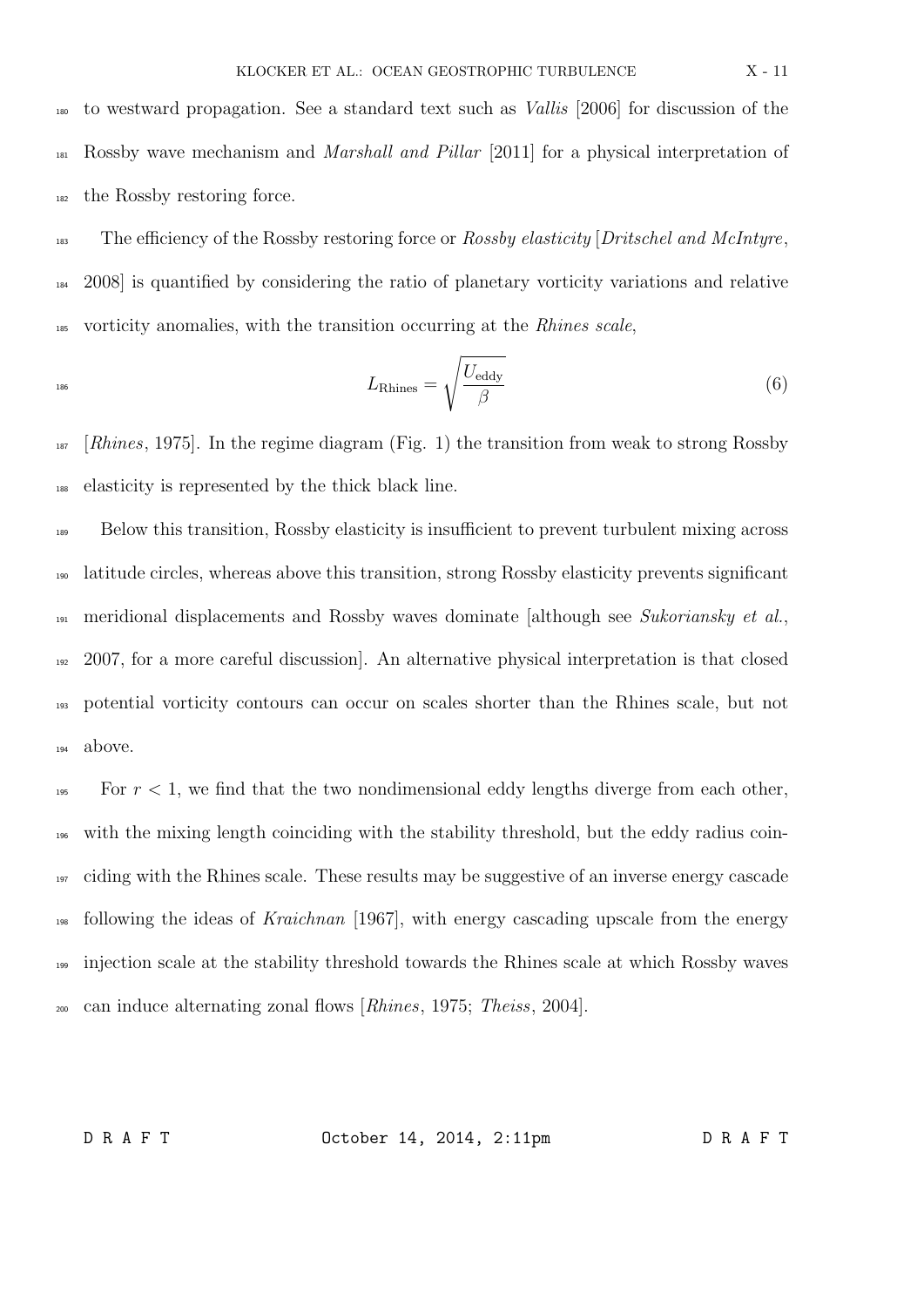to westward propagation. See a standard text such as *Vallis* [2006] for discussion of the Rossby wave mechanism and *Marshall and Pillar* [2011] for a physical interpretation of the Rossby restoring force.

The efficiency of the Rossby restoring force or *Rossby elasticity* [*Dritschel and McIntyre*, 2008] is quantified by considering the ratio of planetary vorticity variations and relative vorticity anomalies, with the transition occurring at the *Rhines scale*,

$$L_{\text{Rhines}} = \sqrt{\frac{U_{\text{eddy}}}{\beta}} \tag{6}$$

[*Rhines*, 1975]. In the regime diagram (Fig. 1) the transition from weak to strong Rossby elasticity is represented by the thick black line.

Below this transition, Rossby elasticity is insufficient to prevent turbulent mixing across latitude circles, whereas above this transition, strong Rossby elasticity prevents significant meridional displacements and Rossby waves dominate [although see *Sukoriansky et al.*, 2007, for a more careful discussion]. An alternative physical interpretation is that closed potential vorticity contours can occur on scales shorter than the Rhines scale, but not above.

For $r < 1$, we find that the two nondimensional eddy lengths diverge from each other, with the mixing length coinciding with the stability threshold, but the eddy radius coinciding with the Rhines scale. These results may be suggestive of an inverse energy cascade following the ideas of *Kraichnan* [1967], with energy cascading upscale from the energy injection scale at the stability threshold towards the Rhines scale at which Rossby waves can induce alternating zonal flows [*Rhines*, 1975; *Theiss*, 2004].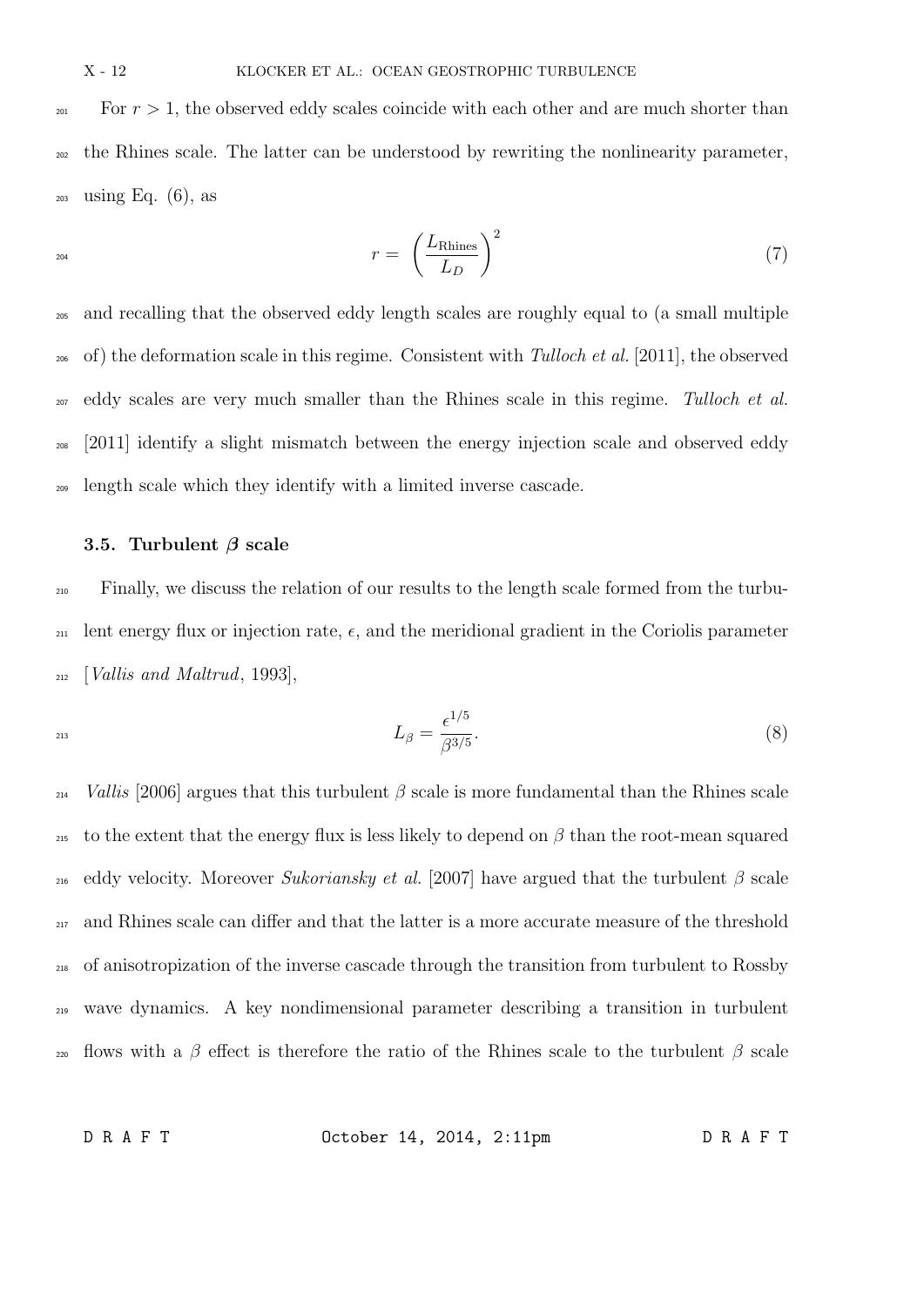For $r > 1$, the observed eddy scales coincide with each other and are much shorter than the Rhines scale. The latter can be understood by rewriting the nonlinearity parameter, using Eq. (6), as

$$r = \left( \frac{L_{\text{Rhines}}}{L_D} \right)^2 \tag{7}$$

and recalling that the observed eddy length scales are roughly equal to (a small multiple of) the deformation scale in this regime. Consistent with *Tulloch et al.* [2011], the observed eddy scales are very much smaller than the Rhines scale in this regime. *Tulloch et al.* [2011] identify a slight mismatch between the energy injection scale and observed eddy length scale which they identify with a limited inverse cascade.

### 3.5. Turbulent $\beta$ scale

Finally, we discuss the relation of our results to the length scale formed from the turbulent energy flux or injection rate, $\epsilon$, and the meridional gradient in the Coriolis parameter [*Vallis and Maltrud*, 1993],

$$L_\beta = \frac{\epsilon^{1/5}}{\beta^{3/5}}. \tag{8}$$

*Vallis* [2006] argues that this turbulent $\beta$ scale is more fundamental than the Rhines scale to the extent that the energy flux is less likely to depend on $\beta$ than the root-mean squared eddy velocity. Moreover *Sukoriansky et al.* [2007] have argued that the turbulent $\beta$ scale and Rhines scale can differ and that the latter is a more accurate measure of the threshold of anisotropization of the inverse cascade through the transition from turbulent to Rossby wave dynamics. A key nondimensional parameter describing a transition in turbulent flows with a $\beta$ effect is therefore the ratio of the Rhines scale to the turbulent $\beta$ scale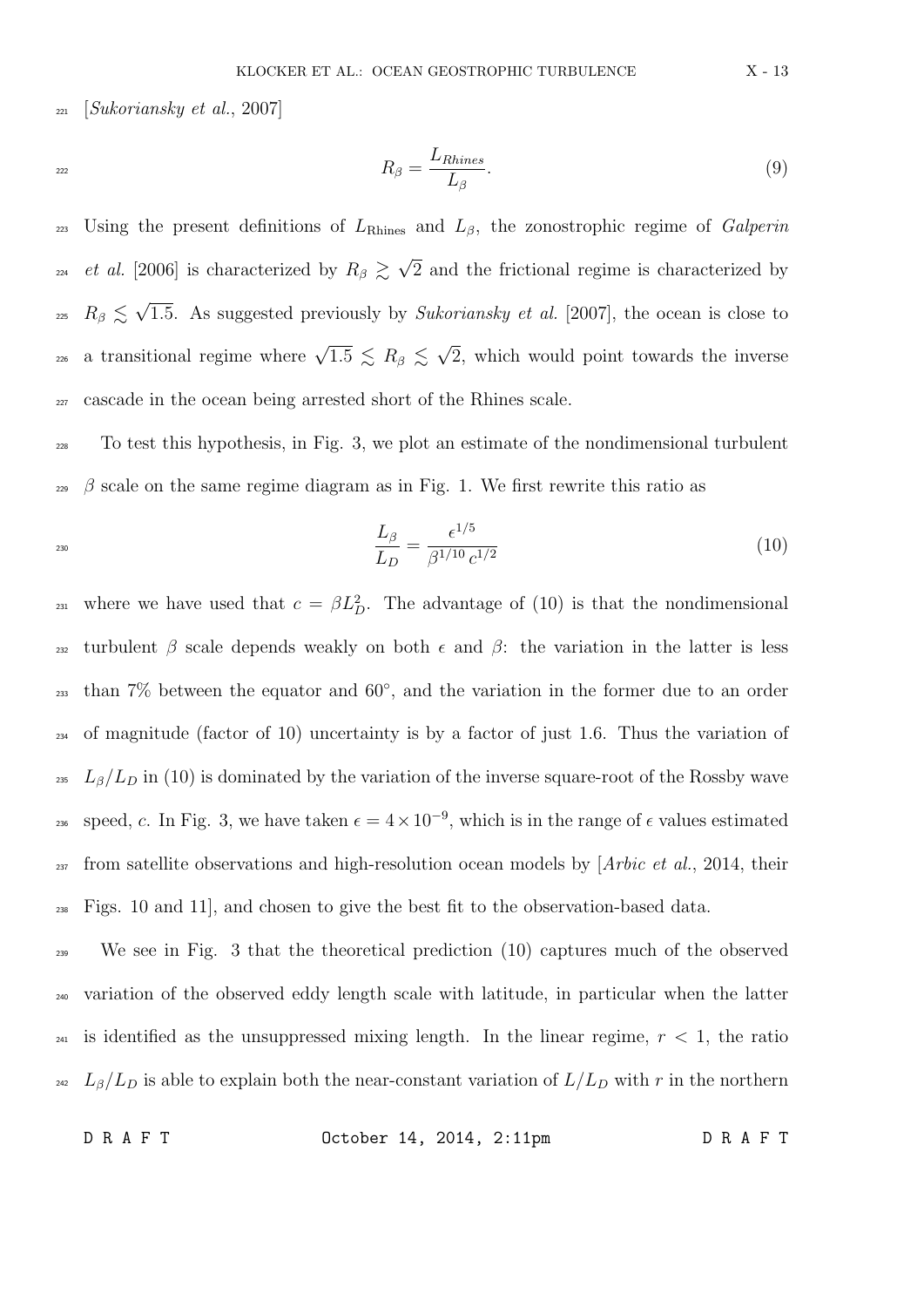[*Sukoriansky et al.*, 2007]

$$R_\beta = \frac{L_{Rhines}}{L_\beta}. \tag{9}$$

Using the present definitions of $L_{\text{Rhines}}$ and $L_\beta$, the zonostrophic regime of *Galperin et al.* [2006] is characterized by $R_\beta \gtrsim \sqrt{2}$ and the frictional regime is characterized by $R_\beta \lesssim \sqrt{1.5}$. As suggested previously by *Sukoriansky et al.* [2007], the ocean is close to a transitional regime where $\sqrt{1.5} \lesssim R_\beta \lesssim \sqrt{2}$, which would point towards the inverse cascade in the ocean being arrested short of the Rhines scale.

To test this hypothesis, in Fig. 3, we plot an estimate of the nondimensional turbulent $\beta$ scale on the same regime diagram as in Fig. 1. We first rewrite this ratio as

$$\frac{L_\beta}{L_D} = \frac{\epsilon^{1/5}}{\beta^{1/10}\, c^{1/2}} \tag{10}$$

where we have used that $c = \beta L_D^2$. The advantage of (10) is that the nondimensional turbulent $\beta$ scale depends weakly on both $\epsilon$ and $\beta$: the variation in the latter is less than 7% between the equator and 60°, and the variation in the former due to an order of magnitude (factor of 10) uncertainty is by a factor of just 1.6. Thus the variation of $L_\beta/L_D$ in (10) is dominated by the variation of the inverse square-root of the Rossby wave speed, $c$. In Fig. 3, we have taken $\epsilon = 4 \times 10^{-9}$, which is in the range of $\epsilon$ values estimated from satellite observations and high-resolution ocean models by [*Arbic et al.*, 2014, their Figs. 10 and 11], and chosen to give the best fit to the observation-based data.

We see in Fig. 3 that the theoretical prediction (10) captures much of the observed variation of the observed eddy length scale with latitude, in particular when the latter is identified as the unsuppressed mixing length. In the linear regime, $r < 1$, the ratio $L_\beta/L_D$ is able to explain both the near-constant variation of $L/L_D$ with $r$ in the northern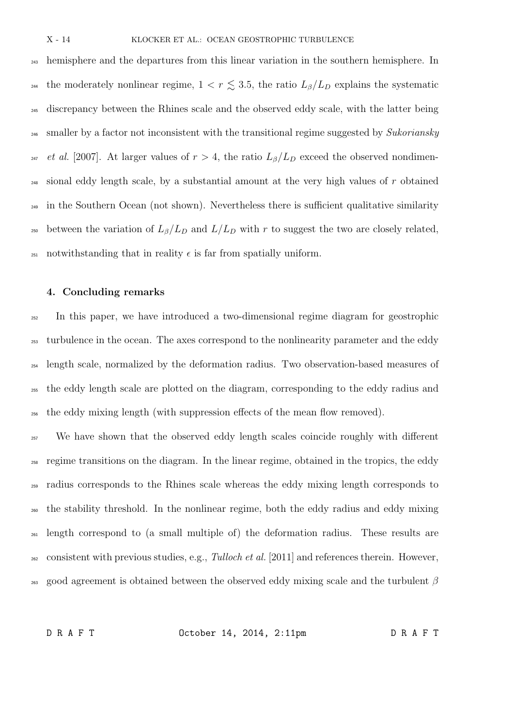hemisphere and the departures from this linear variation in the southern hemisphere. In the moderately nonlinear regime, $1 < r \lesssim 3.5$, the ratio $L_\beta/L_D$ explains the systematic discrepancy between the Rhines scale and the observed eddy scale, with the latter being smaller by a factor not inconsistent with the transitional regime suggested by *Sukoriansky et al.* [2007]. At larger values of $r > 4$, the ratio $L_\beta/L_D$ exceed the observed nondimensional eddy length scale, by a substantial amount at the very high values of $r$ obtained in the Southern Ocean (not shown). Nevertheless there is sufficient qualitative similarity between the variation of $L_\beta/L_D$ and $L/L_D$ with $r$ to suggest the two are closely related, notwithstanding that in reality $\epsilon$ is far from spatially uniform.

## 4. Concluding remarks

In this paper, we have introduced a two-dimensional regime diagram for geostrophic turbulence in the ocean. The axes correspond to the nonlinearity parameter and the eddy length scale, normalized by the deformation radius. Two observation-based measures of the eddy length scale are plotted on the diagram, corresponding to the eddy radius and the eddy mixing length (with suppression effects of the mean flow removed).

We have shown that the observed eddy length scales coincide roughly with different regime transitions on the diagram. In the linear regime, obtained in the tropics, the eddy radius corresponds to the Rhines scale whereas the eddy mixing length corresponds to the stability threshold. In the nonlinear regime, both the eddy radius and eddy mixing length correspond to (a small multiple of) the deformation radius. These results are consistent with previous studies, e.g., *Tulloch et al.* [2011] and references therein. However, good agreement is obtained between the observed eddy mixing scale and the turbulent $\beta$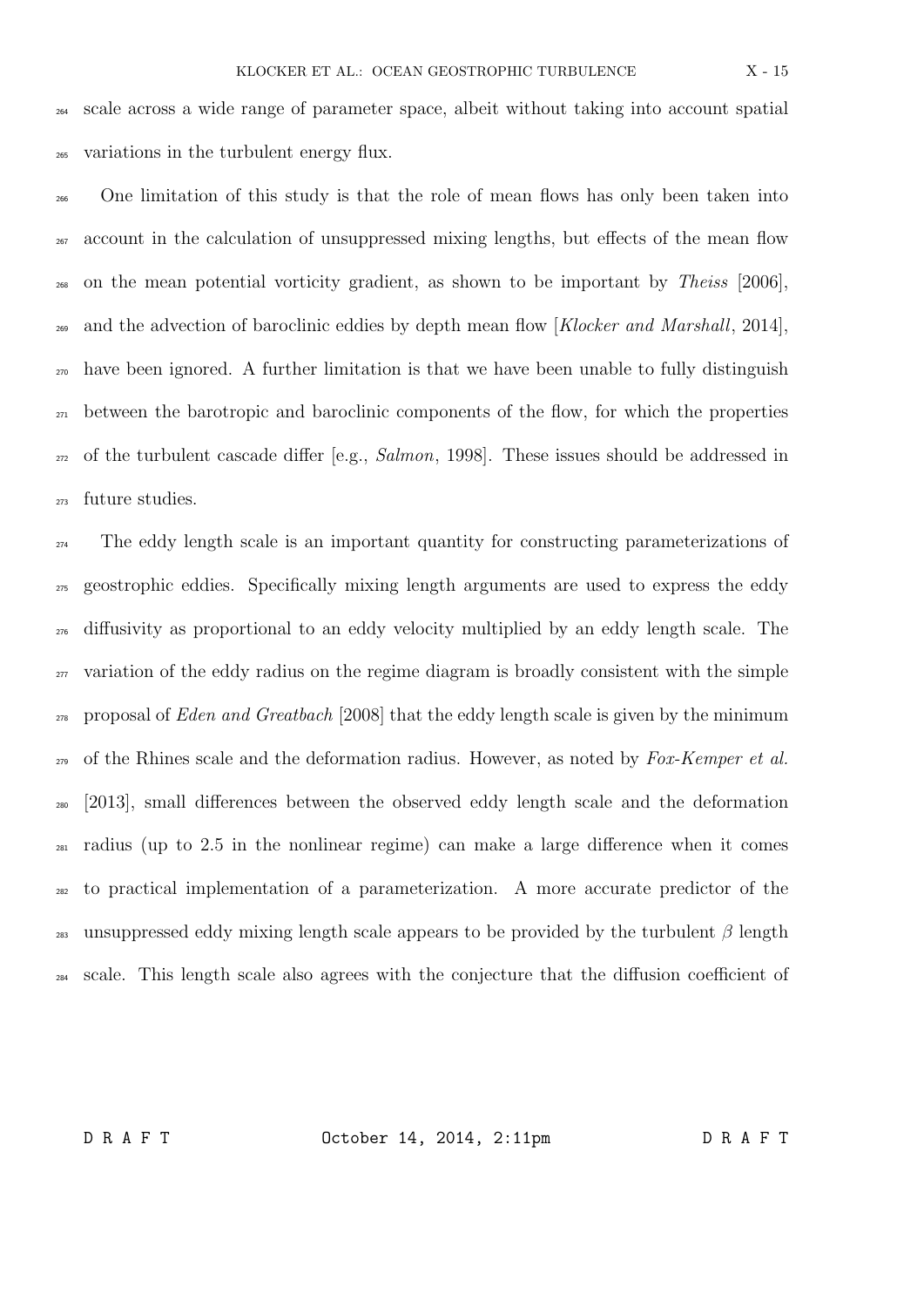scale across a wide range of parameter space, albeit without taking into account spatial variations in the turbulent energy flux.

One limitation of this study is that the role of mean flows has only been taken into account in the calculation of unsuppressed mixing lengths, but effects of the mean flow on the mean potential vorticity gradient, as shown to be important by *Theiss* [2006], and the advection of baroclinic eddies by depth mean flow [*Klocker and Marshall*, 2014], have been ignored. A further limitation is that we have been unable to fully distinguish between the barotropic and baroclinic components of the flow, for which the properties of the turbulent cascade differ [e.g., *Salmon*, 1998]. These issues should be addressed in future studies.

The eddy length scale is an important quantity for constructing parameterizations of geostrophic eddies. Specifically mixing length arguments are used to express the eddy diffusivity as proportional to an eddy velocity multiplied by an eddy length scale. The variation of the eddy radius on the regime diagram is broadly consistent with the simple proposal of *Eden and Greatbach* [2008] that the eddy length scale is given by the minimum of the Rhines scale and the deformation radius. However, as noted by *Fox-Kemper et al.* [2013], small differences between the observed eddy length scale and the deformation radius (up to 2.5 in the nonlinear regime) can make a large difference when it comes to practical implementation of a parameterization. A more accurate predictor of the unsuppressed eddy mixing length scale appears to be provided by the turbulent $\beta$ length scale. This length scale also agrees with the conjecture that the diffusion coefficient of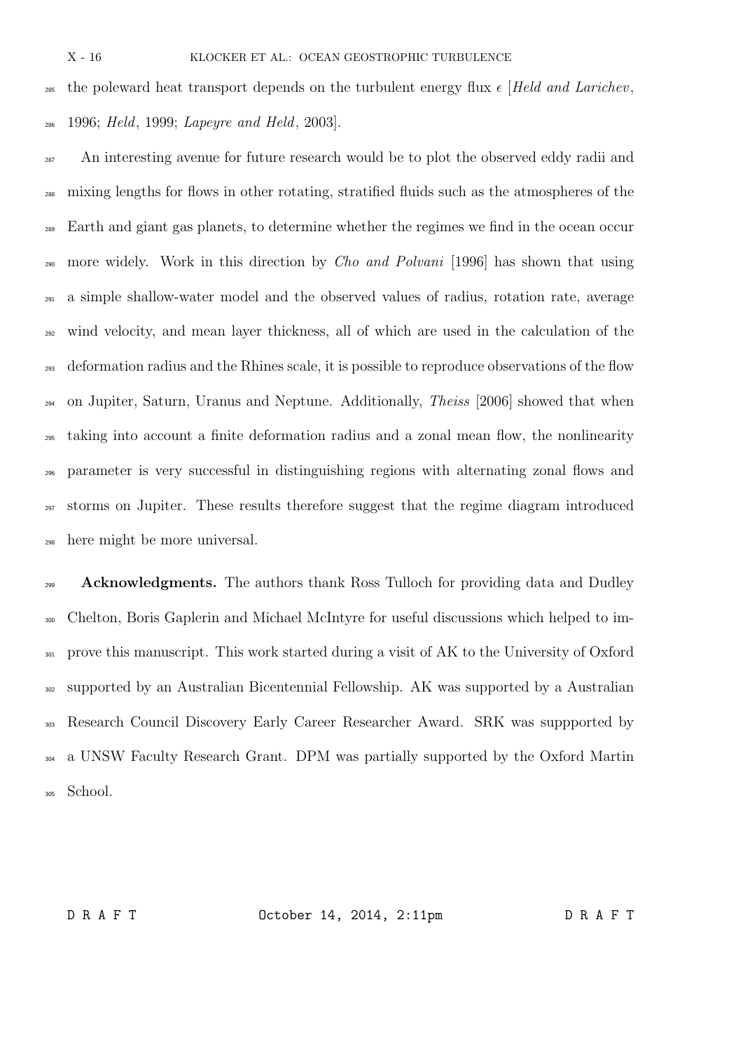the poleward heat transport depends on the turbulent energy flux $\epsilon$ [*Held and Larichev*, 1996; *Held*, 1999; *Lapeyre and Held*, 2003].

An interesting avenue for future research would be to plot the observed eddy radii and mixing lengths for flows in other rotating, stratified fluids such as the atmospheres of the Earth and giant gas planets, to determine whether the regimes we find in the ocean occur more widely. Work in this direction by *Cho and Polvani* [1996] has shown that using a simple shallow-water model and the observed values of radius, rotation rate, average wind velocity, and mean layer thickness, all of which are used in the calculation of the deformation radius and the Rhines scale, it is possible to reproduce observations of the flow on Jupiter, Saturn, Uranus and Neptune. Additionally, *Theiss* [2006] showed that when taking into account a finite deformation radius and a zonal mean flow, the nonlinearity parameter is very successful in distinguishing regions with alternating zonal flows and storms on Jupiter. These results therefore suggest that the regime diagram introduced here might be more universal.

**Acknowledgments.** The authors thank Ross Tulloch for providing data and Dudley Chelton, Boris Gaplerin and Michael McIntyre for useful discussions which helped to improve this manuscript. This work started during a visit of AK to the University of Oxford supported by an Australian Bicentennial Fellowship. AK was supported by a Australian Research Council Discovery Early Career Researcher Award. SRK was suppported by a UNSW Faculty Research Grant. DPM was partially supported by the Oxford Martin School.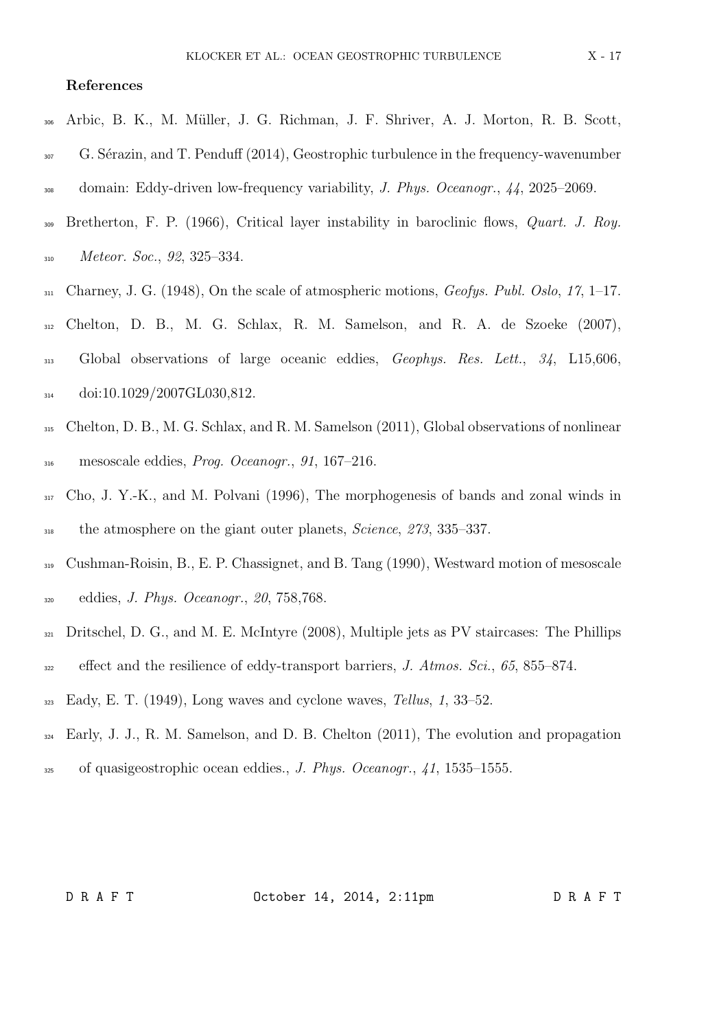**References**

Arbic, B. K., M. Müller, J. G. Richman, J. F. Shriver, A. J. Morton, R. B. Scott, G. Sérazin, and T. Penduff (2014), Geostrophic turbulence in the frequency-wavenumber domain: Eddy-driven low-frequency variability, *J. Phys. Oceanogr.*, *44*, 2025–2069.

Bretherton, F. P. (1966), Critical layer instability in baroclinic flows, *Quart. J. Roy. Meteor. Soc.*, *92*, 325–334.

Charney, J. G. (1948), On the scale of atmospheric motions, *Geofys. Publ. Oslo*, *17*, 1–17.

Chelton, D. B., M. G. Schlax, R. M. Samelson, and R. A. de Szoeke (2007), Global observations of large oceanic eddies, *Geophys. Res. Lett.*, *34*, L15,606, doi:10.1029/2007GL030,812.

Chelton, D. B., M. G. Schlax, and R. M. Samelson (2011), Global observations of nonlinear mesoscale eddies, *Prog. Oceanogr.*, *91*, 167–216.

Cho, J. Y.-K., and M. Polvani (1996), The morphogenesis of bands and zonal winds in the atmosphere on the giant outer planets, *Science*, *273*, 335–337.

Cushman-Roisin, B., E. P. Chassignet, and B. Tang (1990), Westward motion of mesoscale eddies, *J. Phys. Oceanogr.*, *20*, 758,768.

Dritschel, D. G., and M. E. McIntyre (2008), Multiple jets as PV staircases: The Phillips effect and the resilience of eddy-transport barriers, *J. Atmos. Sci.*, *65*, 855–874.

Eady, E. T. (1949), Long waves and cyclone waves, *Tellus*, *1*, 33–52.

Early, J. J., R. M. Samelson, and D. B. Chelton (2011), The evolution and propagation of quasigeostrophic ocean eddies., *J. Phys. Oceanogr.*, *41*, 1535–1555.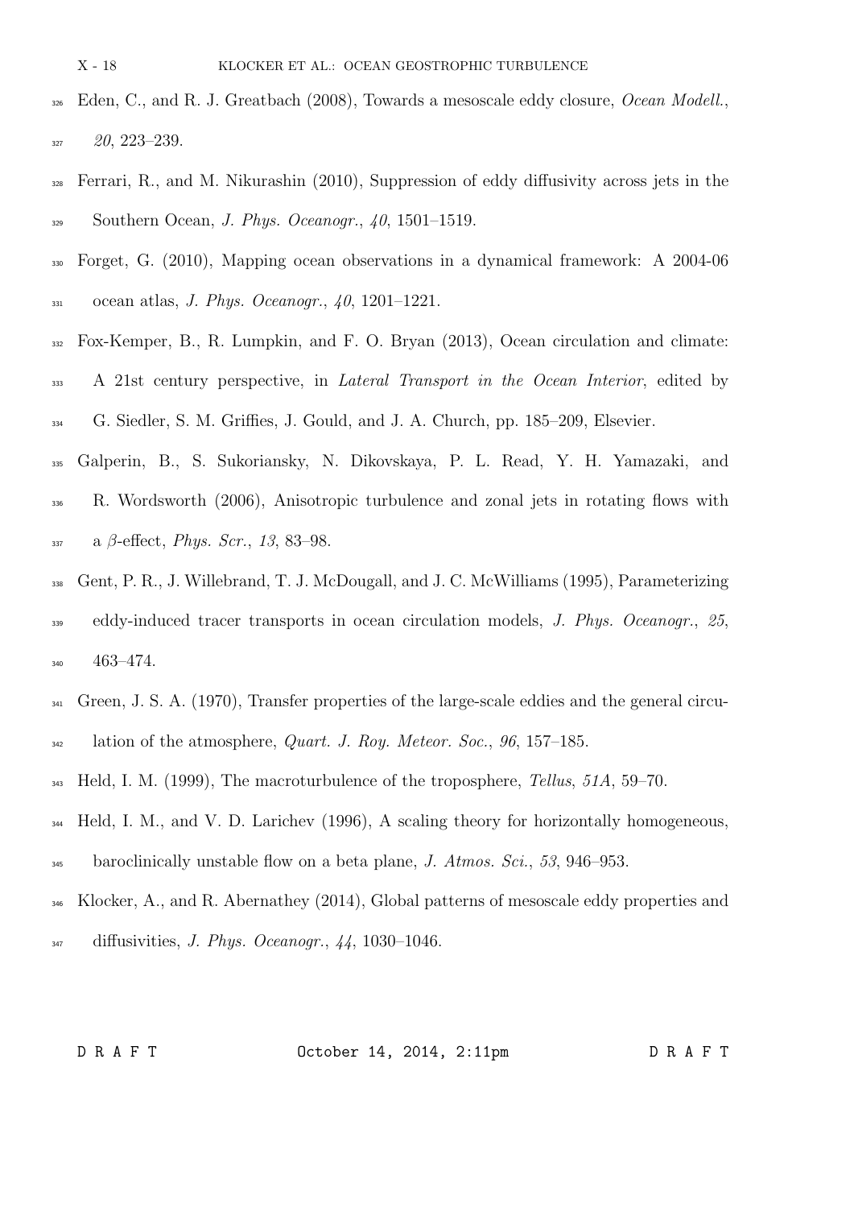Eden, C., and R. J. Greatbach (2008), Towards a mesoscale eddy closure, *Ocean Modell.*, *20*, 223–239.

Ferrari, R., and M. Nikurashin (2010), Suppression of eddy diffusivity across jets in the Southern Ocean, *J. Phys. Oceanogr.*, *40*, 1501–1519.

Forget, G. (2010), Mapping ocean observations in a dynamical framework: A 2004-06 ocean atlas, *J. Phys. Oceanogr.*, *40*, 1201–1221.

Fox-Kemper, B., R. Lumpkin, and F. O. Bryan (2013), Ocean circulation and climate: A 21st century perspective, in *Lateral Transport in the Ocean Interior*, edited by G. Siedler, S. M. Griffies, J. Gould, and J. A. Church, pp. 185–209, Elsevier.

Galperin, B., S. Sukoriansky, N. Dikovskaya, P. L. Read, Y. H. Yamazaki, and R. Wordsworth (2006), Anisotropic turbulence and zonal jets in rotating flows with a $\beta$-effect, *Phys. Scr.*, *13*, 83–98.

Gent, P. R., J. Willebrand, T. J. McDougall, and J. C. McWilliams (1995), Parameterizing eddy-induced tracer transports in ocean circulation models, *J. Phys. Oceanogr.*, *25*, 463–474.

Green, J. S. A. (1970), Transfer properties of the large-scale eddies and the general circulation of the atmosphere, *Quart. J. Roy. Meteor. Soc.*, *96*, 157–185.

Held, I. M. (1999), The macroturbulence of the troposphere, *Tellus*, *51A*, 59–70.

Held, I. M., and V. D. Larichev (1996), A scaling theory for horizontally homogeneous, baroclinically unstable flow on a beta plane, *J. Atmos. Sci.*, *53*, 946–953.

Klocker, A., and R. Abernathey (2014), Global patterns of mesoscale eddy properties and diffusivities, *J. Phys. Oceanogr.*, *44*, 1030–1046.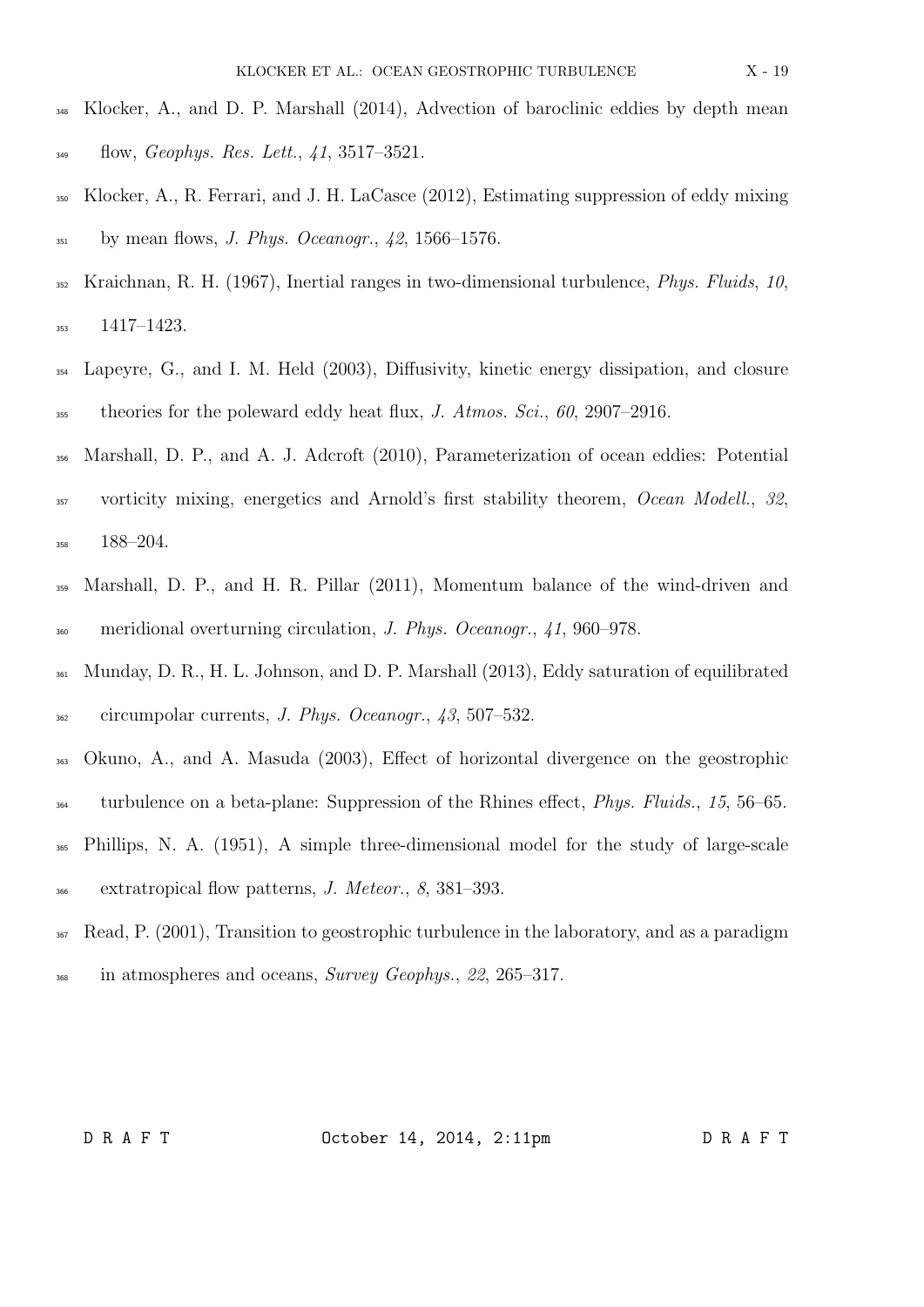Klocker, A., and D. P. Marshall (2014), Advection of baroclinic eddies by depth mean flow, *Geophys. Res. Lett.*, *41*, 3517–3521.

Klocker, A., R. Ferrari, and J. H. LaCasce (2012), Estimating suppression of eddy mixing by mean flows, *J. Phys. Oceanogr.*, *42*, 1566–1576.

Kraichnan, R. H. (1967), Inertial ranges in two-dimensional turbulence, *Phys. Fluids*, *10*, 1417–1423.

Lapeyre, G., and I. M. Held (2003), Diffusivity, kinetic energy dissipation, and closure theories for the poleward eddy heat flux, *J. Atmos. Sci.*, *60*, 2907–2916.

Marshall, D. P., and A. J. Adcroft (2010), Parameterization of ocean eddies: Potential vorticity mixing, energetics and Arnold's first stability theorem, *Ocean Modell.*, *32*, 188–204.

Marshall, D. P., and H. R. Pillar (2011), Momentum balance of the wind-driven and meridional overturning circulation, *J. Phys. Oceanogr.*, *41*, 960–978.

Munday, D. R., H. L. Johnson, and D. P. Marshall (2013), Eddy saturation of equilibrated circumpolar currents, *J. Phys. Oceanogr.*, *43*, 507–532.

Okuno, A., and A. Masuda (2003), Effect of horizontal divergence on the geostrophic turbulence on a beta-plane: Suppression of the Rhines effect, *Phys. Fluids.*, *15*, 56–65.

Phillips, N. A. (1951), A simple three-dimensional model for the study of large-scale extratropical flow patterns, *J. Meteor.*, *8*, 381–393.

Read, P. (2001), Transition to geostrophic turbulence in the laboratory, and as a paradigm in atmospheres and oceans, *Survey Geophys.*, *22*, 265–317.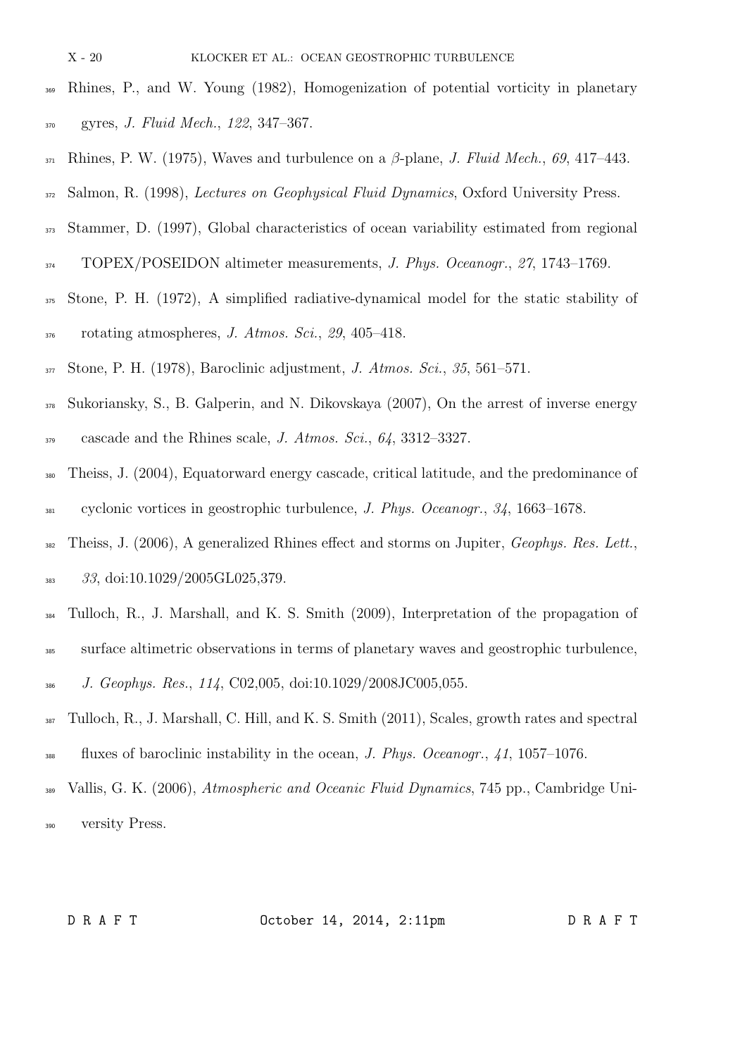Rhines, P., and W. Young (1982), Homogenization of potential vorticity in planetary gyres, *J. Fluid Mech.*, *122*, 347–367.

Rhines, P. W. (1975), Waves and turbulence on a $\beta$-plane, *J. Fluid Mech.*, *69*, 417–443.

Salmon, R. (1998), *Lectures on Geophysical Fluid Dynamics*, Oxford University Press.

Stammer, D. (1997), Global characteristics of ocean variability estimated from regional TOPEX/POSEIDON altimeter measurements, *J. Phys. Oceanogr.*, *27*, 1743–1769.

Stone, P. H. (1972), A simplified radiative-dynamical model for the static stability of rotating atmospheres, *J. Atmos. Sci.*, *29*, 405–418.

Stone, P. H. (1978), Baroclinic adjustment, *J. Atmos. Sci.*, *35*, 561–571.

Sukoriansky, S., B. Galperin, and N. Dikovskaya (2007), On the arrest of inverse energy cascade and the Rhines scale, *J. Atmos. Sci.*, *64*, 3312–3327.

Theiss, J. (2004), Equatorward energy cascade, critical latitude, and the predominance of cyclonic vortices in geostrophic turbulence, *J. Phys. Oceanogr.*, *34*, 1663–1678.

Theiss, J. (2006), A generalized Rhines effect and storms on Jupiter, *Geophys. Res. Lett.*, *33*, doi:10.1029/2005GL025,379.

Tulloch, R., J. Marshall, and K. S. Smith (2009), Interpretation of the propagation of surface altimetric observations in terms of planetary waves and geostrophic turbulence, *J. Geophys. Res.*, *114*, C02,005, doi:10.1029/2008JC005,055.

Tulloch, R., J. Marshall, C. Hill, and K. S. Smith (2011), Scales, growth rates and spectral fluxes of baroclinic instability in the ocean, *J. Phys. Oceanogr.*, *41*, 1057–1076.

Vallis, G. K. (2006), *Atmospheric and Oceanic Fluid Dynamics*, 745 pp., Cambridge University Press.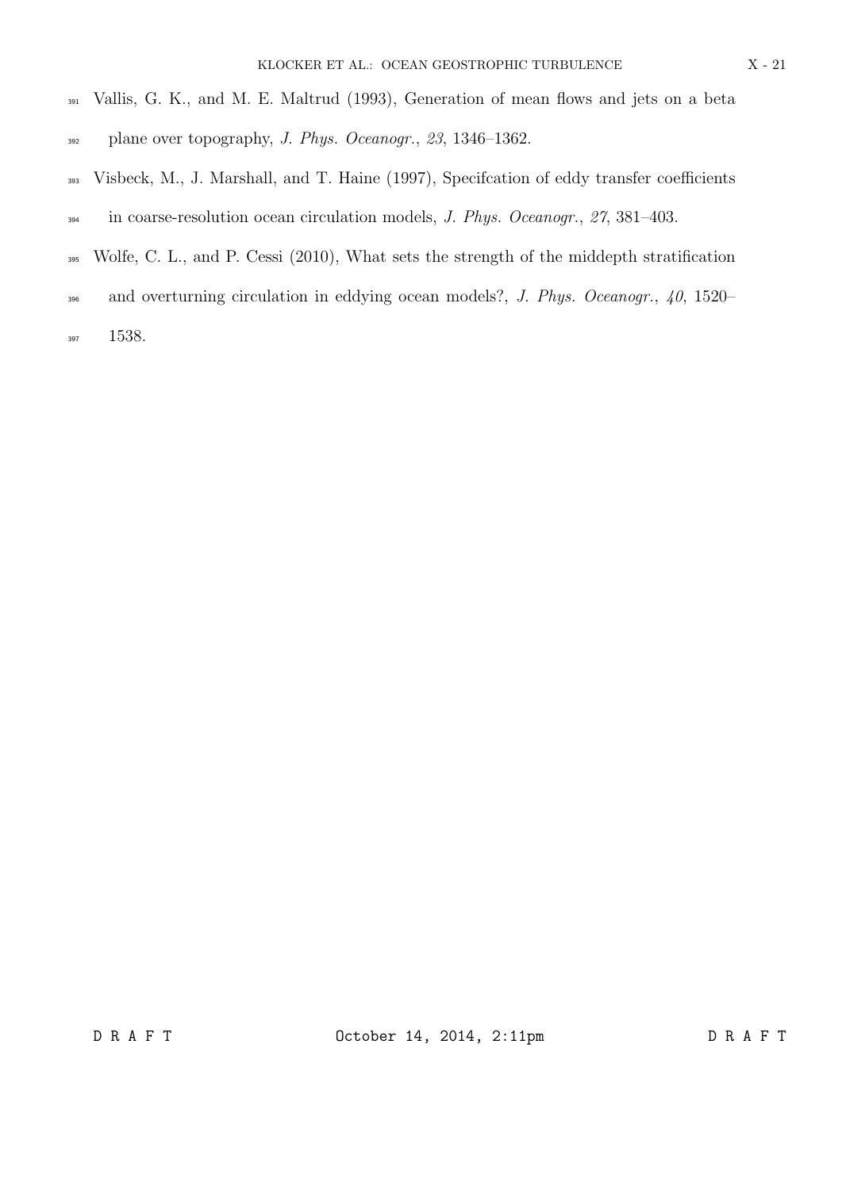Vallis, G. K., and M. E. Maltrud (1993), Generation of mean flows and jets on a beta plane over topography, *J. Phys. Oceanogr.*, *23*, 1346–1362.

Visbeck, M., J. Marshall, and T. Haine (1997), Specifcation of eddy transfer coefficients in coarse-resolution ocean circulation models, *J. Phys. Oceanogr.*, *27*, 381–403.

Wolfe, C. L., and P. Cessi (2010), What sets the strength of the middepth stratification and overturning circulation in eddying ocean models?, *J. Phys. Oceanogr.*, *40*, 1520–1538.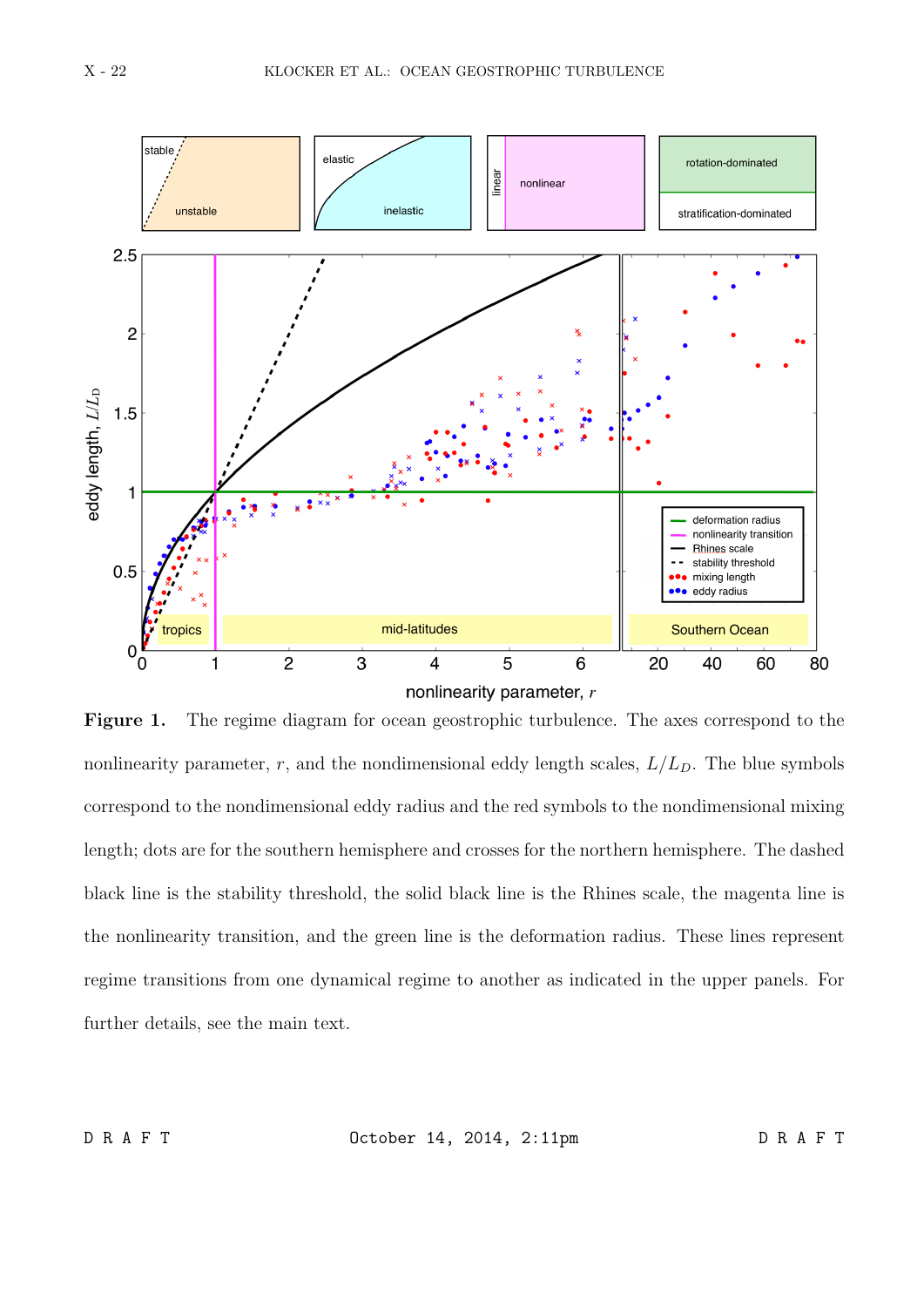**Figure 1.** The regime diagram for ocean geostrophic turbulence. The axes correspond to the nonlinearity parameter, $r$, and the nondimensional eddy length scales, $L/L_D$. The blue symbols correspond to the nondimensional eddy radius and the red symbols to the nondimensional mixing length; dots are for the southern hemisphere and crosses for the northern hemisphere. The dashed black line is the stability threshold, the solid black line is the Rhines scale, the magenta line is the nonlinearity transition, and the green line is the deformation radius. These lines represent regime transitions from one dynamical regime to another as indicated in the upper panels. For further details, see the main text.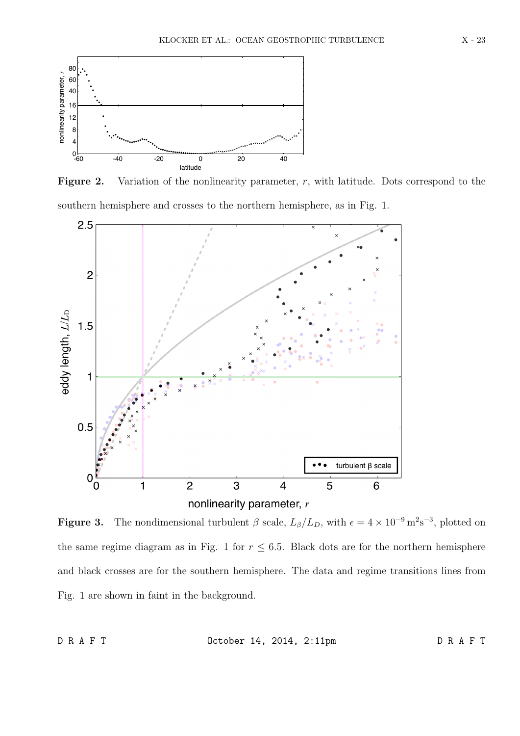nonlinearity parameter, $r$

80
60
40
16
12
8
4
0

-60 -40 -20 0 20 40

latitude

**Figure 2.** Variation of the nonlinearity parameter, $r$, with latitude. Dots correspond to the southern hemisphere and crosses to the northern hemisphere, as in Fig. 1.

eddy length, $L/L_D$

2.5
2
1.5
1
0.5
0

0 1 2 3 4 5 6

nonlinearity parameter, $r$

turbulent β scale

**Figure 3.** The nondimensional turbulent $\beta$ scale, $L_\beta/L_D$, with $\epsilon = 4 \times 10^{-9}\,\mathrm{m^2s^{-3}}$, plotted on the same regime diagram as in Fig. 1 for $r \leq 6.5$. Black dots are for the northern hemisphere and black crosses are for the southern hemisphere. The data and regime transitions lines from Fig. 1 are shown in faint in the background.